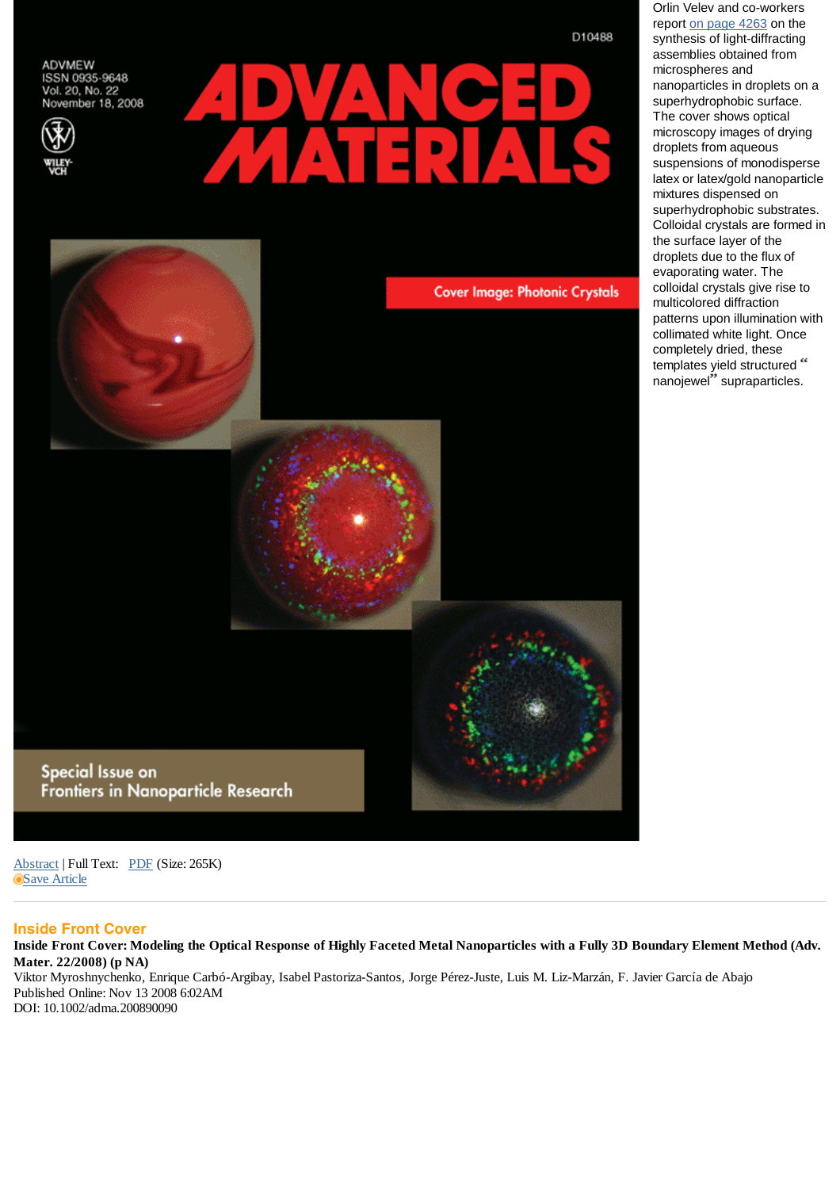ADVMEW
ISSN 0935-9648
Vol. 20, No. 22
November 18, 2008

D10488

# ADVANCED MATERIALS

Cover Image: Photonic Crystals

Special Issue on
Frontiers in Nanoparticle Research

Orlin Velev and co-workers report on page 4263 on the synthesis of light-diffracting assemblies obtained from microspheres and nanoparticles in droplets on a superhydrophobic surface. The cover shows optical microscopy images of drying droplets from aqueous suspensions of monodisperse latex or latex/gold nanoparticle mixtures dispensed on superhydrophobic substrates. Colloidal crystals are formed in the surface layer of the droplets due to the flux of evaporating water. The colloidal crystals give rise to multicolored diffraction patterns upon illumination with collimated white light. Once completely dried, these templates yield structured "nanojewel" supraparticles.

Abstract | Full Text: PDF (Size: 265K)
Save Article

---

## Inside Front Cover

**Inside Front Cover: Modeling the Optical Response of Highly Faceted Metal Nanoparticles with a Fully 3D Boundary Element Method (Adv. Mater. 22/2008) (p NA)**
Viktor Myroshnychenko, Enrique Carbó-Argibay, Isabel Pastoriza-Santos, Jorge Pérez-Juste, Luis M. Liz-Marzán, F. Javier García de Abajo
Published Online: Nov 13 2008 6:02AM
DOI: 10.1002/adma.200890090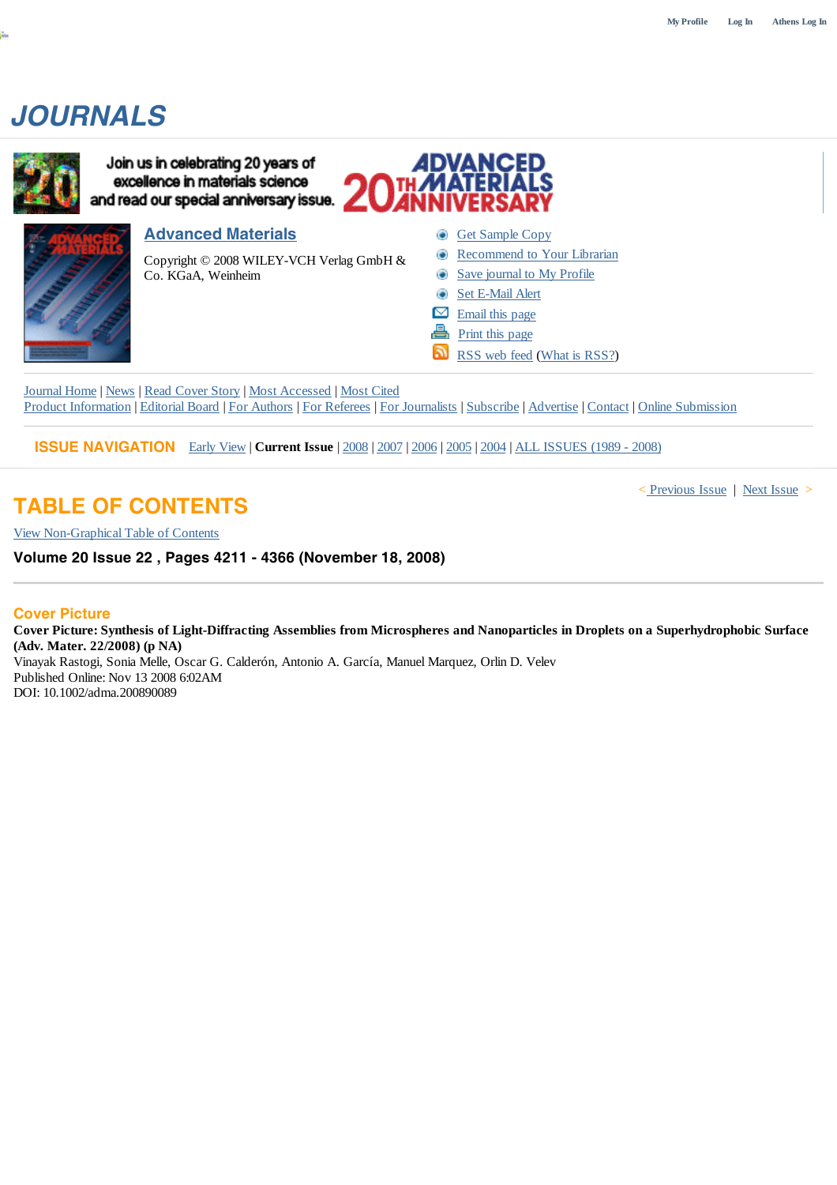My Profile Log In Athens Log In

# JOURNALS

Join us in celebrating 20 years of excellence in materials science and read our special anniversary issue. ADVANCED MATERIALS 20TH ANNIVERSARY

## Advanced Materials

Copyright © 2008 WILEY-VCH Verlag GmbH & Co. KGaA, Weinheim

- Get Sample Copy
- Recommend to Your Librarian
- Save journal to My Profile
- Set E-Mail Alert
- Email this page
- Print this page
- RSS web feed (What is RSS?)

Journal Home | News | Read Cover Story | Most Accessed | Most Cited
Product Information | Editorial Board | For Authors | For Referees | For Journalists | Subscribe | Advertise | Contact | Online Submission

**ISSUE NAVIGATION** Early View | **Current Issue** | 2008 | 2007 | 2006 | 2005 | 2004 | ALL ISSUES (1989 - 2008)

< Previous Issue | Next Issue >

## TABLE OF CONTENTS

View Non-Graphical Table of Contents

**Volume 20 Issue 22 , Pages 4211 - 4366 (November 18, 2008)**

### Cover Picture

**Cover Picture: Synthesis of Light-Diffracting Assemblies from Microspheres and Nanoparticles in Droplets on a Superhydrophobic Surface (Adv. Mater. 22/2008) (p NA)**
Vinayak Rastogi, Sonia Melle, Oscar G. Calderón, Antonio A. García, Manuel Marquez, Orlin D. Velev
Published Online: Nov 13 2008 6:02AM
DOI: 10.1002/adma.200890089